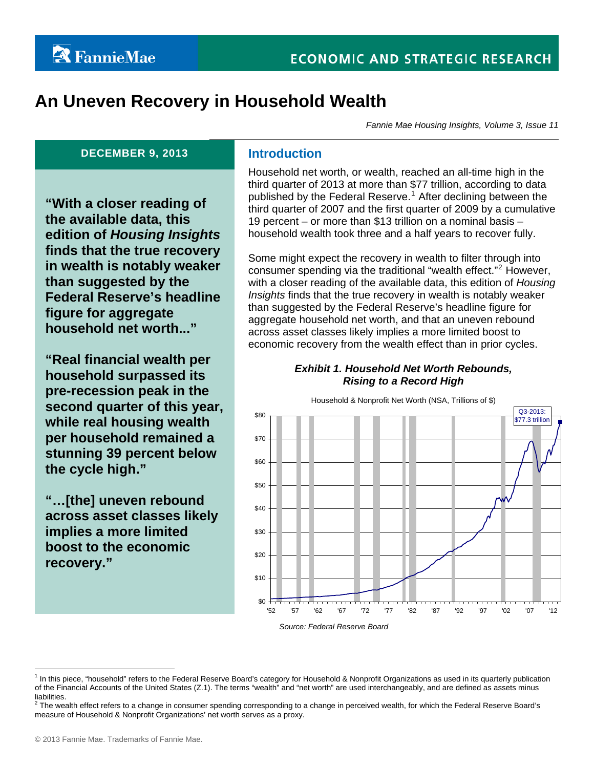# An Uneven Recovery in Household Wealth

*Fannie Mae Housing Insights, Volume 3, Issue 11*

**DECEMBER 9, 2013**

**"With a closer reading of the available data, this edition of *Housing Insights* finds that the true recovery in wealth is notably weaker than suggested by the Federal Reserve's headline figure for aggregate household net worth..."**

**"Real financial wealth per household surpassed its pre-recession peak in the second quarter of this year, while real housing wealth per household remained a stunning 39 percent below the cycle high."**

**"…[the] uneven rebound across asset classes likely implies a more limited boost to the economic recovery."**

## Introduction

Household net worth, or wealth, reached an all-time high in the third quarter of 2013 at more than $77 trillion, according to data published by the Federal Reserve.[1] After declining between the third quarter of 2007 and the first quarter of 2009 by a cumulative 19 percent – or more than $13 trillion on a nominal basis – household wealth took three and a half years to recover fully.

Some might expect the recovery in wealth to filter through into consumer spending via the traditional "wealth effect."[2] However, with a closer reading of the available data, this edition of *Housing Insights* finds that the true recovery in wealth is notably weaker than suggested by the Federal Reserve's headline figure for aggregate household net worth, and that an uneven rebound across asset classes likely implies a more limited boost to economic recovery from the wealth effect than in prior cycles.

***Exhibit 1. Household Net Worth Rebounds, Rising to a Record High***

Household & Nonprofit Net Worth (NSA, Trillions of $)

Q3-2013: $77.3 trillion

*Source: Federal Reserve Board*

---

[1] In this piece, "household" refers to the Federal Reserve Board's category for Household & Nonprofit Organizations as used in its quarterly publication of the Financial Accounts of the United States (Z.1). The terms "wealth" and "net worth" are used interchangeably, and are defined as assets minus liabilities.

[2] The wealth effect refers to a change in consumer spending corresponding to a change in perceived wealth, for which the Federal Reserve Board's measure of Household & Nonprofit Organizations' net worth serves as a proxy.

© 2013 Fannie Mae. Trademarks of Fannie Mae.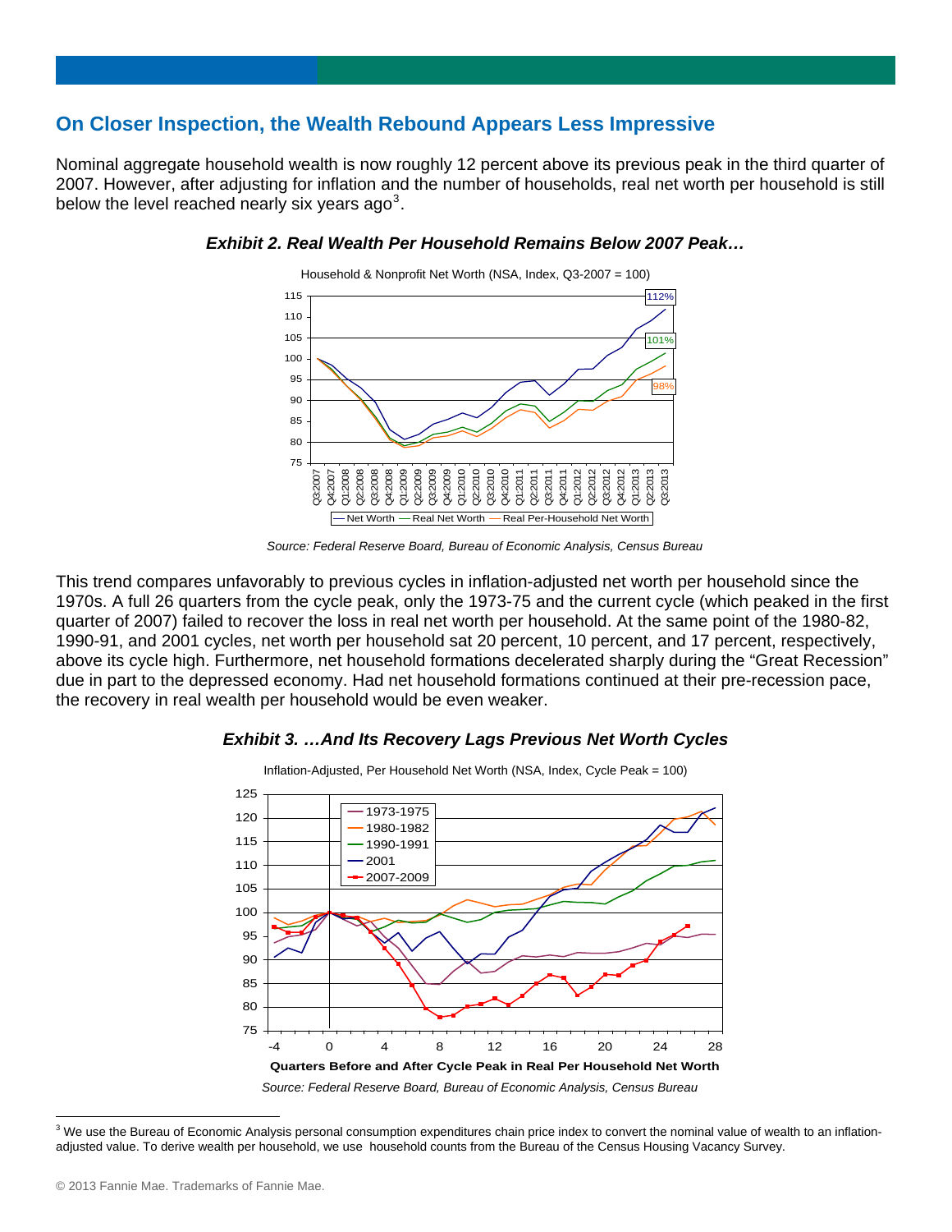## On Closer Inspection, the Wealth Rebound Appears Less Impressive

Nominal aggregate household wealth is now roughly 12 percent above its previous peak in the third quarter of 2007. However, after adjusting for inflation and the number of households, real net worth per household is still below the level reached nearly six years ago[3].

***Exhibit 2. Real Wealth Per Household Remains Below 2007 Peak…***

*Source: Federal Reserve Board, Bureau of Economic Analysis, Census Bureau*

This trend compares unfavorably to previous cycles in inflation-adjusted net worth per household since the 1970s. A full 26 quarters from the cycle peak, only the 1973-75 and the current cycle (which peaked in the first quarter of 2007) failed to recover the loss in real net worth per household. At the same point of the 1980-82, 1990-91, and 2001 cycles, net worth per household sat 20 percent, 10 percent, and 17 percent, respectively, above its cycle high. Furthermore, net household formations decelerated sharply during the "Great Recession" due in part to the depressed economy. Had net household formations continued at their pre-recession pace, the recovery in real wealth per household would be even weaker.

***Exhibit 3. …And Its Recovery Lags Previous Net Worth Cycles***

*Source: Federal Reserve Board, Bureau of Economic Analysis, Census Bureau*

---

[3] We use the Bureau of Economic Analysis personal consumption expenditures chain price index to convert the nominal value of wealth to an inflation-adjusted value. To derive wealth per household, we use household counts from the Bureau of the Census Housing Vacancy Survey.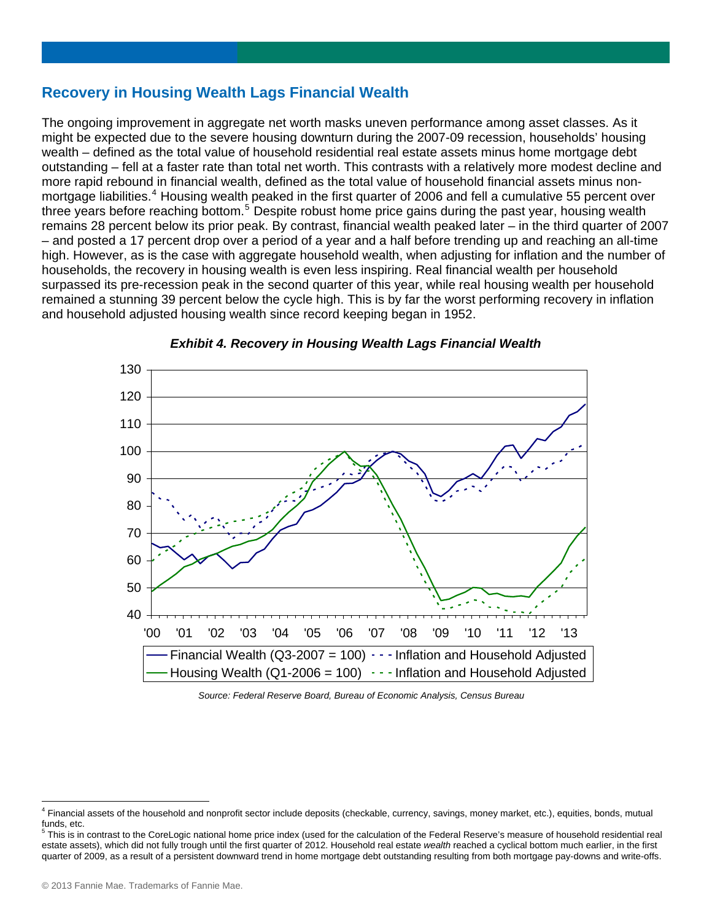## Recovery in Housing Wealth Lags Financial Wealth

The ongoing improvement in aggregate net worth masks uneven performance among asset classes. As it might be expected due to the severe housing downturn during the 2007-09 recession, households' housing wealth – defined as the total value of household residential real estate assets minus home mortgage debt outstanding – fell at a faster rate than total net worth. This contrasts with a relatively more modest decline and more rapid rebound in financial wealth, defined as the total value of household financial assets minus non-mortgage liabilities.[4] Housing wealth peaked in the first quarter of 2006 and fell a cumulative 55 percent over three years before reaching bottom.[5] Despite robust home price gains during the past year, housing wealth remains 28 percent below its prior peak. By contrast, financial wealth peaked later – in the third quarter of 2007 – and posted a 17 percent drop over a period of a year and a half before trending up and reaching an all-time high. However, as is the case with aggregate household wealth, when adjusting for inflation and the number of households, the recovery in housing wealth is even less inspiring. Real financial wealth per household surpassed its pre-recession peak in the second quarter of this year, while real housing wealth per household remained a stunning 39 percent below the cycle high. This is by far the worst performing recovery in inflation and household adjusted housing wealth since record keeping began in 1952.

***Exhibit 4. Recovery in Housing Wealth Lags Financial Wealth***

*Source: Federal Reserve Board, Bureau of Economic Analysis, Census Bureau*

[4] Financial assets of the household and nonprofit sector include deposits (checkable, currency, savings, money market, etc.), equities, bonds, mutual funds, etc.

[5] This is in contrast to the CoreLogic national home price index (used for the calculation of the Federal Reserve's measure of household residential real estate assets), which did not fully trough until the first quarter of 2012. Household real estate *wealth* reached a cyclical bottom much earlier, in the first quarter of 2009, as a result of a persistent downward trend in home mortgage debt outstanding resulting from both mortgage pay-downs and write-offs.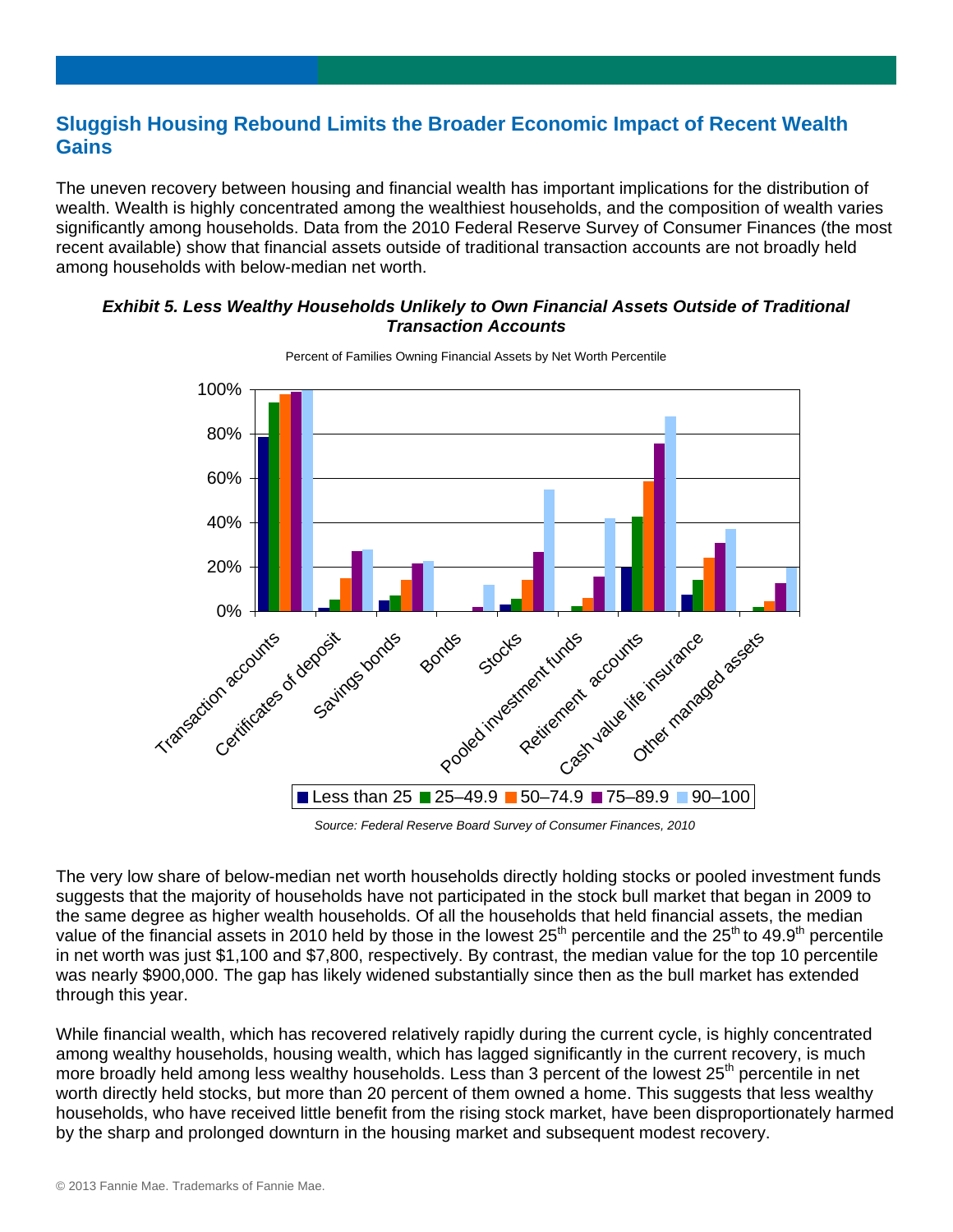## Sluggish Housing Rebound Limits the Broader Economic Impact of Recent Wealth Gains

The uneven recovery between housing and financial wealth has important implications for the distribution of wealth. Wealth is highly concentrated among the wealthiest households, and the composition of wealth varies significantly among households. Data from the 2010 Federal Reserve Survey of Consumer Finances (the most recent available) show that financial assets outside of traditional transaction accounts are not broadly held among households with below-median net worth.

***Exhibit 5. Less Wealthy Households Unlikely to Own Financial Assets Outside of Traditional Transaction Accounts***

Percent of Families Owning Financial Assets by Net Worth Percentile

*Source: Federal Reserve Board Survey of Consumer Finances, 2010*

The very low share of below-median net worth households directly holding stocks or pooled investment funds suggests that the majority of households have not participated in the stock bull market that began in 2009 to the same degree as higher wealth households. Of all the households that held financial assets, the median value of the financial assets in 2010 held by those in the lowest 25th percentile and the 25th to 49.9th percentile in net worth was just $1,100 and $7,800, respectively. By contrast, the median value for the top 10 percentile was nearly $900,000. The gap has likely widened substantially since then as the bull market has extended through this year.

While financial wealth, which has recovered relatively rapidly during the current cycle, is highly concentrated among wealthy households, housing wealth, which has lagged significantly in the current recovery, is much more broadly held among less wealthy households. Less than 3 percent of the lowest 25th percentile in net worth directly held stocks, but more than 20 percent of them owned a home. This suggests that less wealthy households, who have received little benefit from the rising stock market, have been disproportionately harmed by the sharp and prolonged downturn in the housing market and subsequent modest recovery.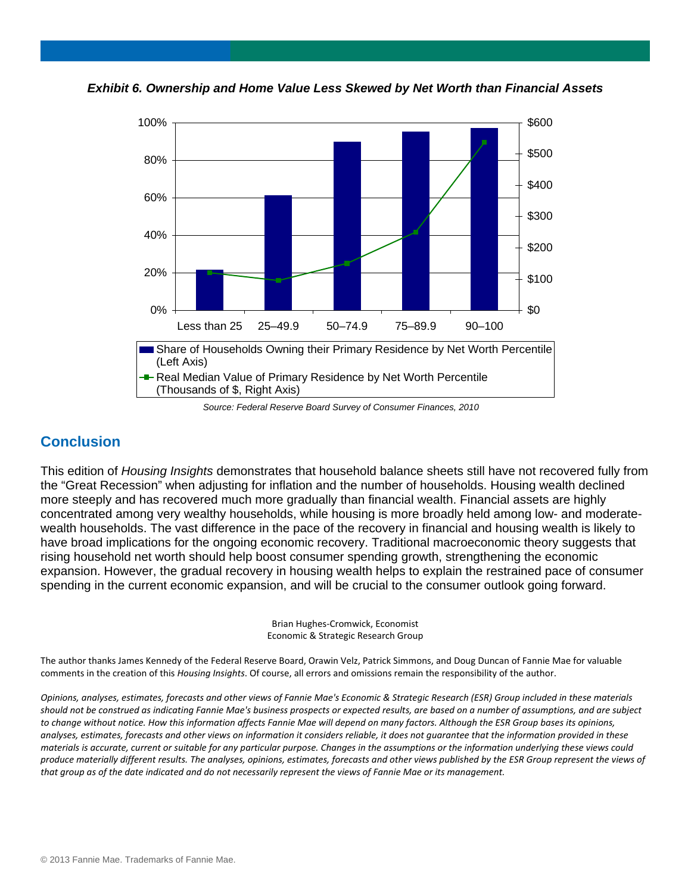*Exhibit 6. Ownership and Home Value Less Skewed by Net Worth than Financial Assets*

100%
80%
60%
40%
20%
0%

$600
$500
$400
$300
$200
$100
$0

Less than 25
25–49.9
50–74.9
75–89.9
90–100

Share of Households Owning their Primary Residence by Net Worth Percentile (Left Axis)

Real Median Value of Primary Residence by Net Worth Percentile (Thousands of $, Right Axis)

*Source: Federal Reserve Board Survey of Consumer Finances, 2010*

## Conclusion

This edition of *Housing Insights* demonstrates that household balance sheets still have not recovered fully from the "Great Recession" when adjusting for inflation and the number of households. Housing wealth declined more steeply and has recovered much more gradually than financial wealth. Financial assets are highly concentrated among very wealthy households, while housing is more broadly held among low- and moderate-wealth households. The vast difference in the pace of the recovery in financial and housing wealth is likely to have broad implications for the ongoing economic recovery. Traditional macroeconomic theory suggests that rising household net worth should help boost consumer spending growth, strengthening the economic expansion. However, the gradual recovery in housing wealth helps to explain the restrained pace of consumer spending in the current economic expansion, and will be crucial to the consumer outlook going forward.

Brian Hughes-Cromwick, Economist
Economic & Strategic Research Group

The author thanks James Kennedy of the Federal Reserve Board, Orawin Velz, Patrick Simmons, and Doug Duncan of Fannie Mae for valuable comments in the creation of this *Housing Insights*. Of course, all errors and omissions remain the responsibility of the author.

*Opinions, analyses, estimates, forecasts and other views of Fannie Mae's Economic & Strategic Research (ESR) Group included in these materials should not be construed as indicating Fannie Mae's business prospects or expected results, are based on a number of assumptions, and are subject to change without notice. How this information affects Fannie Mae will depend on many factors. Although the ESR Group bases its opinions, analyses, estimates, forecasts and other views on information it considers reliable, it does not guarantee that the information provided in these materials is accurate, current or suitable for any particular purpose. Changes in the assumptions or the information underlying these views could produce materially different results. The analyses, opinions, estimates, forecasts and other views published by the ESR Group represent the views of that group as of the date indicated and do not necessarily represent the views of Fannie Mae or its management.*

© 2013 Fannie Mae. Trademarks of Fannie Mae.